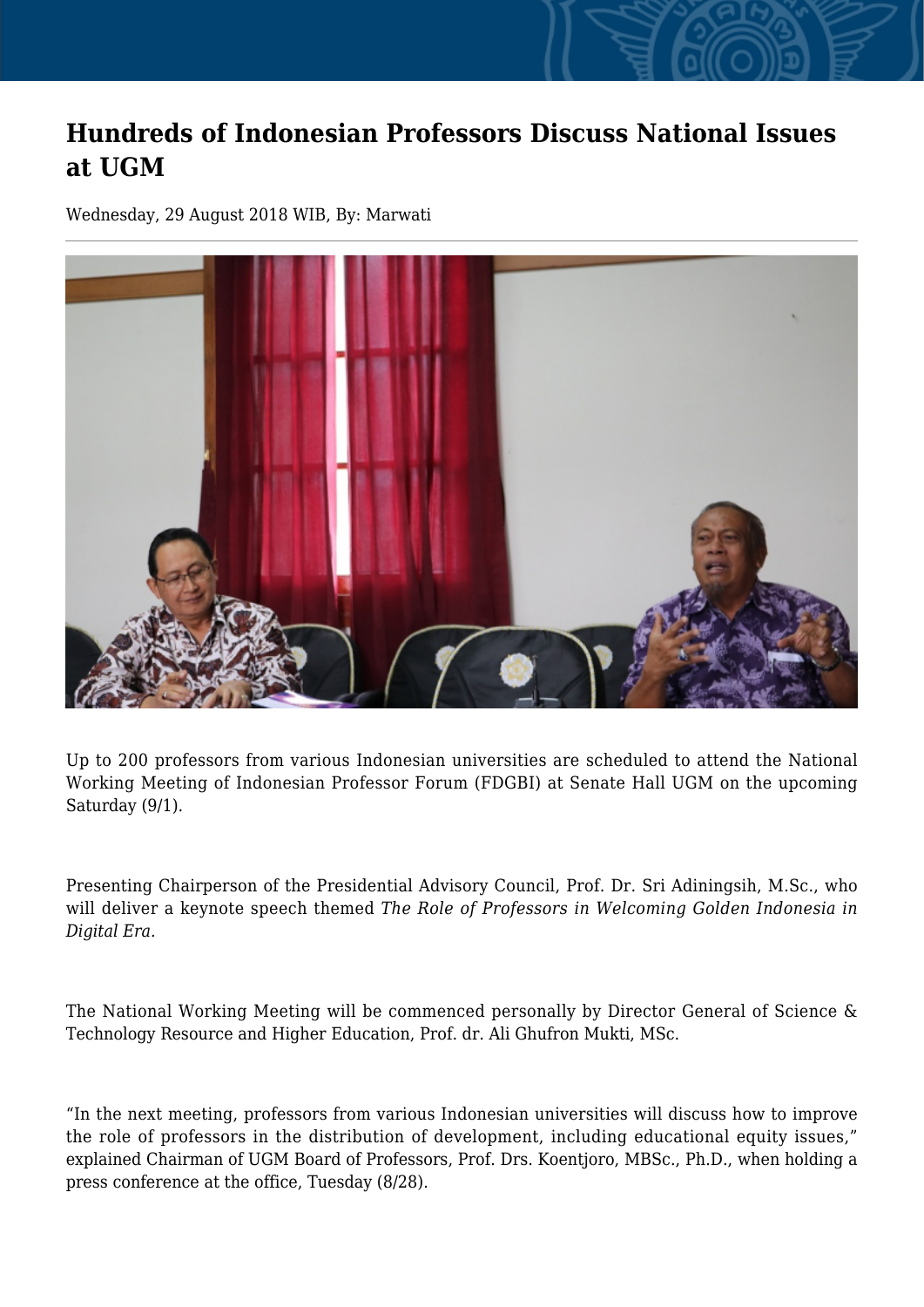# Hundreds of Indonesian Professors Discuss National Issues at UGM

Wednesday, 29 August 2018 WIB, By: Marwati

Up to 200 professors from various Indonesian universities are scheduled to attend the National Working Meeting of Indonesian Professor Forum (FDGBI) at Senate Hall UGM on the upcoming Saturday (9/1).

Presenting Chairperson of the Presidential Advisory Council, Prof. Dr. Sri Adiningsih, M.Sc., who will deliver a keynote speech themed *The Role of Professors in Welcoming Golden Indonesia in Digital Era.*

The National Working Meeting will be commenced personally by Director General of Science & Technology Resource and Higher Education, Prof. dr. Ali Ghufron Mukti, MSc.

"In the next meeting, professors from various Indonesian universities will discuss how to improve the role of professors in the distribution of development, including educational equity issues," explained Chairman of UGM Board of Professors, Prof. Drs. Koentjoro, MBSc., Ph.D., when holding a press conference at the office, Tuesday (8/28).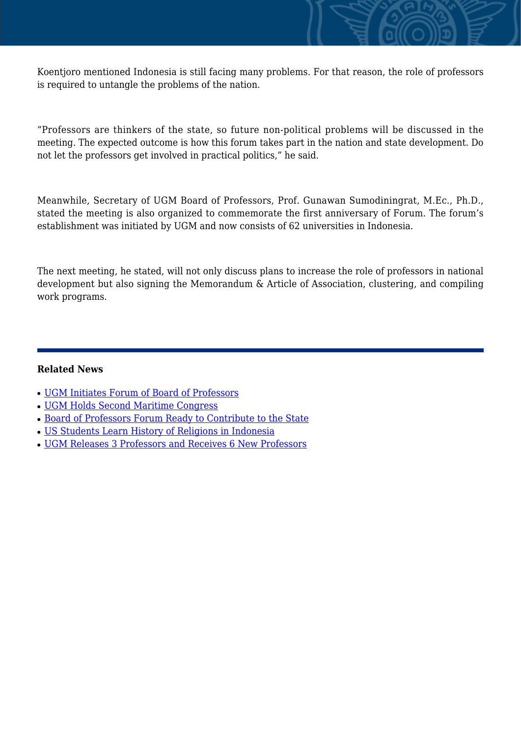Koentjoro mentioned Indonesia is still facing many problems. For that reason, the role of professors is required to untangle the problems of the nation.

"Professors are thinkers of the state, so future non-political problems will be discussed in the meeting. The expected outcome is how this forum takes part in the nation and state development. Do not let the professors get involved in practical politics," he said.

Meanwhile, Secretary of UGM Board of Professors, Prof. Gunawan Sumodiningrat, M.Ec., Ph.D., stated the meeting is also organized to commemorate the first anniversary of Forum. The forum's establishment was initiated by UGM and now consists of 62 universities in Indonesia.

The next meeting, he stated, will not only discuss plans to increase the role of professors in national development but also signing the Memorandum & Article of Association, clustering, and compiling work programs.

---

**Related News**

- UGM Initiates Forum of Board of Professors
- UGM Holds Second Maritime Congress
- Board of Professors Forum Ready to Contribute to the State
- US Students Learn History of Religions in Indonesia
- UGM Releases 3 Professors and Receives 6 New Professors